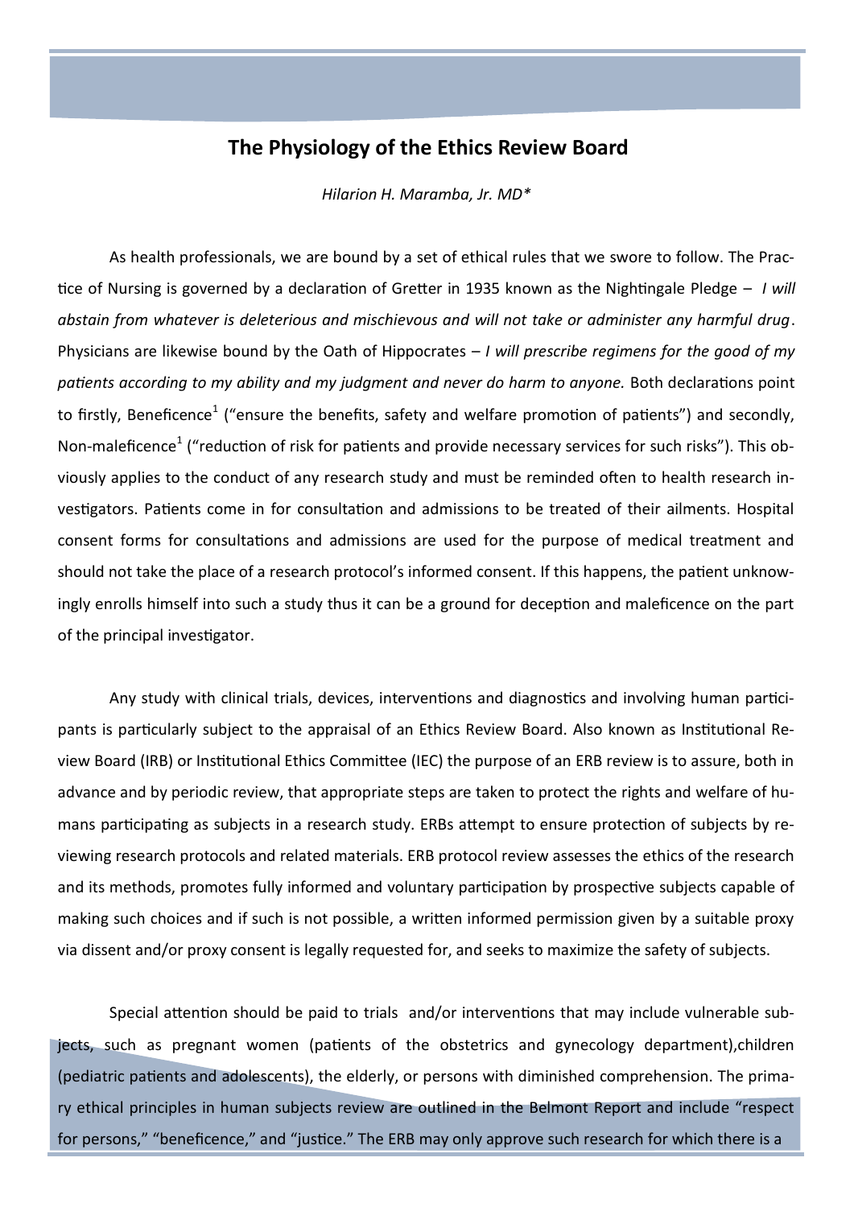# The Physiology of the Ethics Review Board

*Hilarion H. Maramba, Jr. MD\**

As health professionals, we are bound by a set of ethical rules that we swore to follow. The Practice of Nursing is governed by a declaration of Gretter in 1935 known as the Nightingale Pledge – *I will abstain from whatever is deleterious and mischievous and will not take or administer any harmful drug*. Physicians are likewise bound by the Oath of Hippocrates – *I will prescribe regimens for the good of my patients according to my ability and my judgment and never do harm to anyone.* Both declarations point to firstly, Beneficence[1] ("ensure the benefits, safety and welfare promotion of patients") and secondly, Non-maleficence[1] ("reduction of risk for patients and provide necessary services for such risks"). This obviously applies to the conduct of any research study and must be reminded often to health research investigators. Patients come in for consultation and admissions to be treated of their ailments. Hospital consent forms for consultations and admissions are used for the purpose of medical treatment and should not take the place of a research protocol's informed consent. If this happens, the patient unknowingly enrolls himself into such a study thus it can be a ground for deception and maleficence on the part of the principal investigator.

Any study with clinical trials, devices, interventions and diagnostics and involving human participants is particularly subject to the appraisal of an Ethics Review Board. Also known as Institutional Review Board (IRB) or Institutional Ethics Committee (IEC) the purpose of an ERB review is to assure, both in advance and by periodic review, that appropriate steps are taken to protect the rights and welfare of humans participating as subjects in a research study. ERBs attempt to ensure protection of subjects by reviewing research protocols and related materials. ERB protocol review assesses the ethics of the research and its methods, promotes fully informed and voluntary participation by prospective subjects capable of making such choices and if such is not possible, a written informed permission given by a suitable proxy via dissent and/or proxy consent is legally requested for, and seeks to maximize the safety of subjects.

Special attention should be paid to trials and/or interventions that may include vulnerable subjects, such as pregnant women (patients of the obstetrics and gynecology department),children (pediatric patients and adolescents), the elderly, or persons with diminished comprehension. The primary ethical principles in human subjects review are outlined in the Belmont Report and include "respect for persons," "beneficence," and "justice." The ERB may only approve such research for which there is a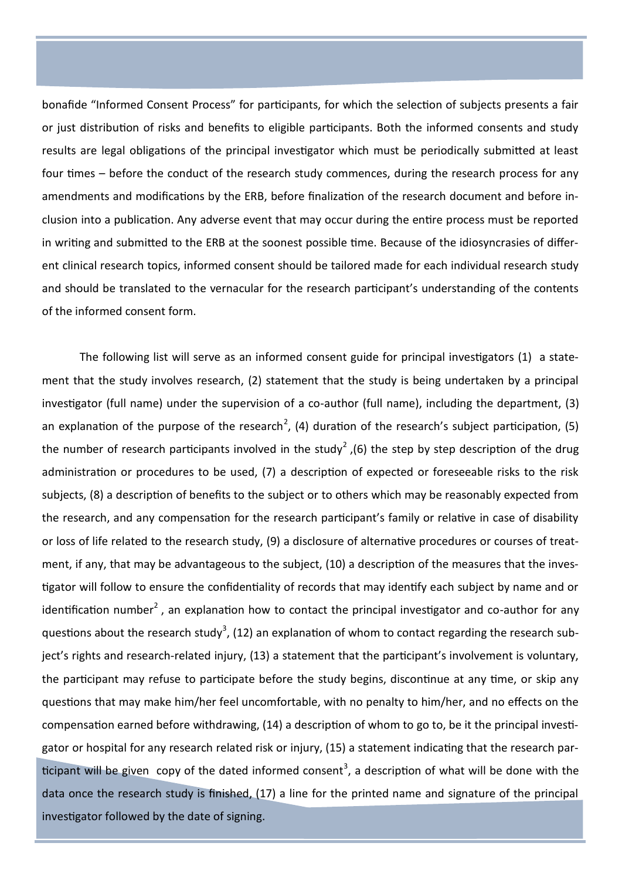bonafide "Informed Consent Process" for participants, for which the selection of subjects presents a fair or just distribution of risks and benefits to eligible participants. Both the informed consents and study results are legal obligations of the principal investigator which must be periodically submitted at least four times – before the conduct of the research study commences, during the research process for any amendments and modifications by the ERB, before finalization of the research document and before inclusion into a publication. Any adverse event that may occur during the entire process must be reported in writing and submitted to the ERB at the soonest possible time. Because of the idiosyncrasies of different clinical research topics, informed consent should be tailored made for each individual research study and should be translated to the vernacular for the research participant's understanding of the contents of the informed consent form.

The following list will serve as an informed consent guide for principal investigators (1) a statement that the study involves research, (2) statement that the study is being undertaken by a principal investigator (full name) under the supervision of a co-author (full name), including the department, (3) an explanation of the purpose of the research[2], (4) duration of the research's subject participation, (5) the number of research participants involved in the study[2] ,(6) the step by step description of the drug administration or procedures to be used, (7) a description of expected or foreseeable risks to the risk subjects, (8) a description of benefits to the subject or to others which may be reasonably expected from the research, and any compensation for the research participant's family or relative in case of disability or loss of life related to the research study, (9) a disclosure of alternative procedures or courses of treatment, if any, that may be advantageous to the subject, (10) a description of the measures that the investigator will follow to ensure the confidentiality of records that may identify each subject by name and or identification number[2] , an explanation how to contact the principal investigator and co-author for any questions about the research study[3], (12) an explanation of whom to contact regarding the research subject's rights and research-related injury, (13) a statement that the participant's involvement is voluntary, the participant may refuse to participate before the study begins, discontinue at any time, or skip any questions that may make him/her feel uncomfortable, with no penalty to him/her, and no effects on the compensation earned before withdrawing, (14) a description of whom to go to, be it the principal investigator or hospital for any research related risk or injury, (15) a statement indicating that the research participant will be given copy of the dated informed consent[3], a description of what will be done with the data once the research study is finished, (17) a line for the printed name and signature of the principal investigator followed by the date of signing.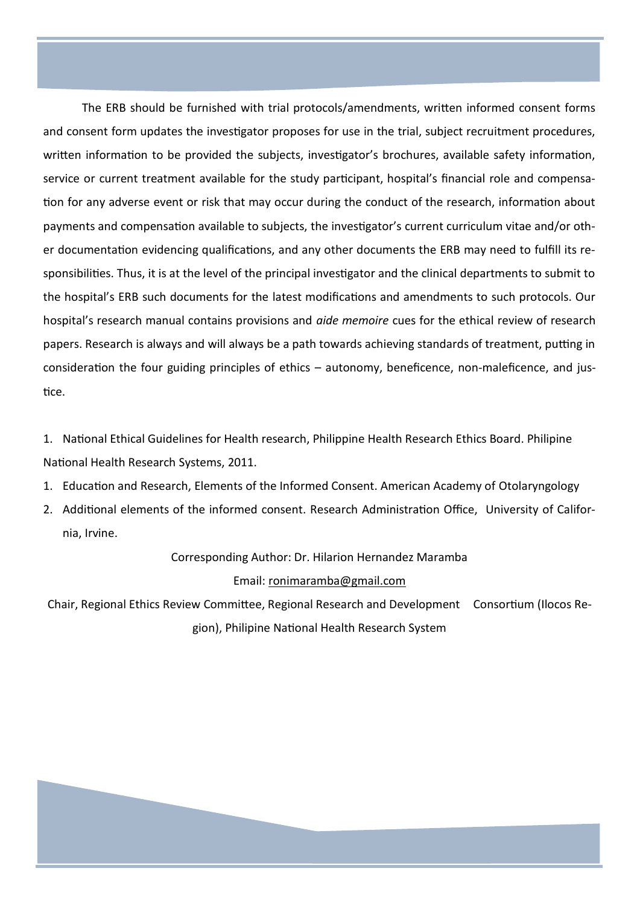The ERB should be furnished with trial protocols/amendments, written informed consent forms and consent form updates the investigator proposes for use in the trial, subject recruitment procedures, written information to be provided the subjects, investigator's brochures, available safety information, service or current treatment available for the study participant, hospital's financial role and compensation for any adverse event or risk that may occur during the conduct of the research, information about payments and compensation available to subjects, the investigator's current curriculum vitae and/or other documentation evidencing qualifications, and any other documents the ERB may need to fulfill its responsibilities. Thus, it is at the level of the principal investigator and the clinical departments to submit to the hospital's ERB such documents for the latest modifications and amendments to such protocols. Our hospital's research manual contains provisions and *aide memoire* cues for the ethical review of research papers. Research is always and will always be a path towards achieving standards of treatment, putting in consideration the four guiding principles of ethics – autonomy, beneficence, non-maleficence, and justice.

1. National Ethical Guidelines for Health research, Philippine Health Research Ethics Board. Philipine National Health Research Systems, 2011.
1. Education and Research, Elements of the Informed Consent. American Academy of Otolaryngology
2. Additional elements of the informed consent. Research Administration Office, University of California, Irvine.

Corresponding Author: Dr. Hilarion Hernandez Maramba

Email: ronimaramba@gmail.com

Chair, Regional Ethics Review Committee, Regional Research and Development Consortium (Ilocos Region), Philipine National Health Research System